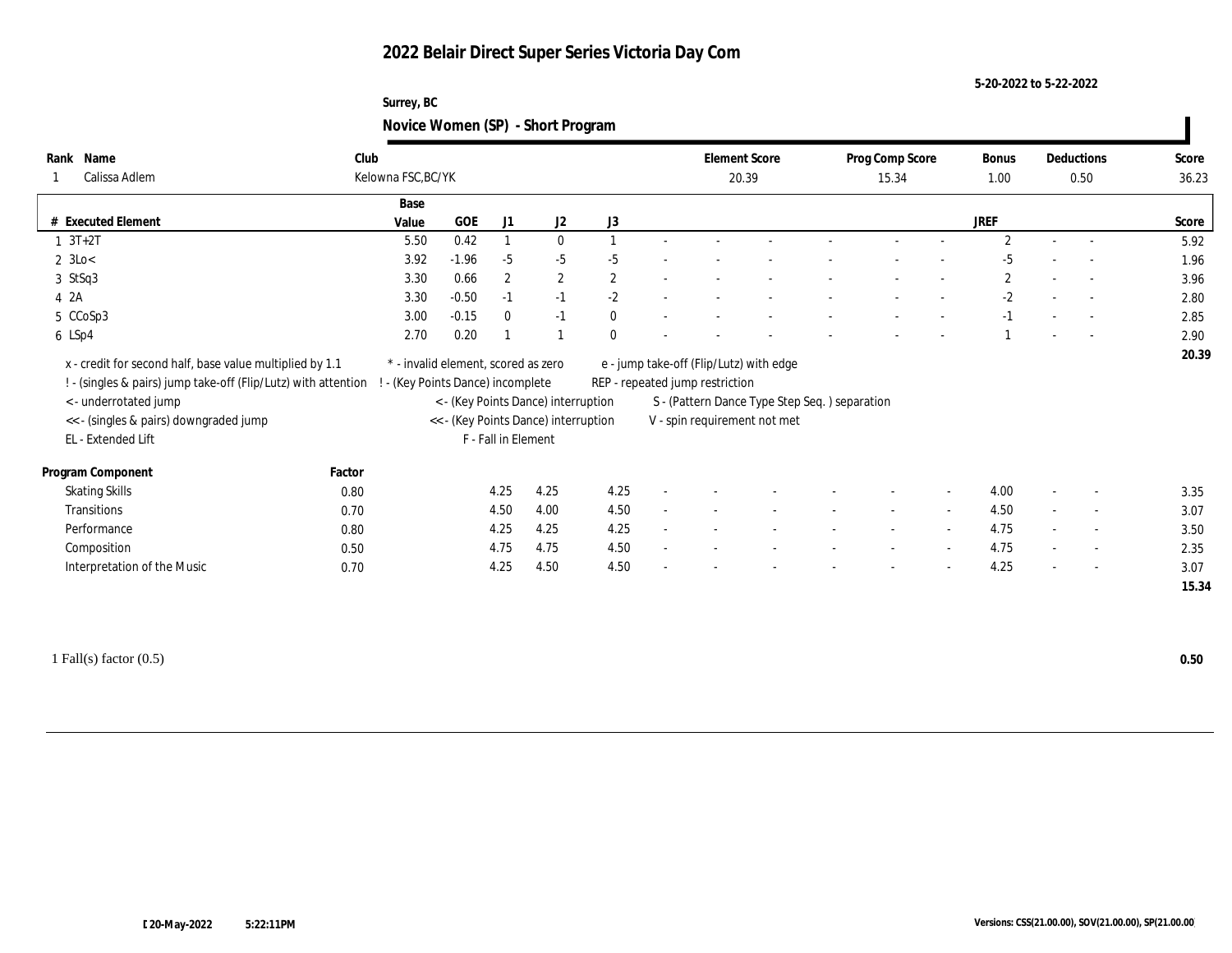# 2022 Belair Direct Super Series Victoria Day Com

5-20-2022 to 5-22-2022

Surrey, BC

## Novice Women (SP) - Short Program

| Rank | Name | Club | Element Score | Prog Comp Score | Bonus | Deductions | Score |
|---|---|---|---|---|---|---|---|
| 1 | Calissa Adlem | Kelowna FSC,BC/YK | 20.39 | 15.34 | 1.00 | 0.50 | 36.23 |

| # | Executed Element | Base Value | GOE | J1 | J2 | J3 | | | | | | | | | JREF | | | Score |
|---|---|---|---|---|---|---|---|---|---|---|---|---|---|---|---|---|---|---|
| 1 | 3T+2T | 5.50 | 0.42 | 1 | 0 | 1 | - | - | - | - | - | - | - | - | 2 | - | - | 5.92 |
| 2 | 3Lo< | 3.92 | -1.96 | -5 | -5 | -5 | - | - | - | - | - | - | - | - | -5 | - | - | 1.96 |
| 3 | StSq3 | 3.30 | 0.66 | 2 | 2 | 2 | - | - | - | - | - | - | - | - | 2 | - | - | 3.96 |
| 4 | 2A | 3.30 | -0.50 | -1 | -1 | -2 | - | - | - | - | - | - | - | - | -2 | - | - | 2.80 |
| 5 | CCoSp3 | 3.00 | -0.15 | 0 | -1 | 0 | - | - | - | - | - | - | - | - | -1 | - | - | 2.85 |
| 6 | LSp4 | 2.70 | 0.20 | 1 | 1 | 0 | - | - | - | - | - | - | - | - | 1 | - | - | 2.90 |
| | | | | | | | | | | | | | | | | | | 20.39 |

x - credit for second half, base value multiplied by 1.1
! - (singles & pairs) jump take-off (Flip/Lutz) with attention
< - underrotated jump
<< - (singles & pairs) downgraded jump
EL - Extended Lift
* - invalid element, scored as zero
! - (Key Points Dance) incomplete
< - (Key Points Dance) interruption
<< - (Key Points Dance) interruption
F - Fall in Element
e - jump take-off (Flip/Lutz) with edge
REP - repeated jump restriction
S - (Pattern Dance Type Step Seq. ) separation
V - spin requirement not met

| Program Component | Factor | J1 | J2 | J3 | | | | | | | | | JREF | | | Score |
|---|---|---|---|---|---|---|---|---|---|---|---|---|---|---|---|---|
| Skating Skills | 0.80 | 4.25 | 4.25 | 4.25 | - | - | - | - | - | - | - | - | 4.00 | - | - | 3.35 |
| Transitions | 0.70 | 4.50 | 4.00 | 4.50 | - | - | - | - | - | - | - | - | 4.50 | - | - | 3.07 |
| Performance | 0.80 | 4.25 | 4.25 | 4.25 | - | - | - | - | - | - | - | - | 4.75 | - | - | 3.50 |
| Composition | 0.50 | 4.75 | 4.75 | 4.50 | - | - | - | - | - | - | - | - | 4.75 | - | - | 2.35 |
| Interpretation of the Music | 0.70 | 4.25 | 4.50 | 4.50 | - | - | - | - | - | - | - | - | 4.25 | - | - | 3.07 |
| | | | | | | | | | | | | | | | | 15.34 |

1 Fall(s) factor (0.5) **0.50**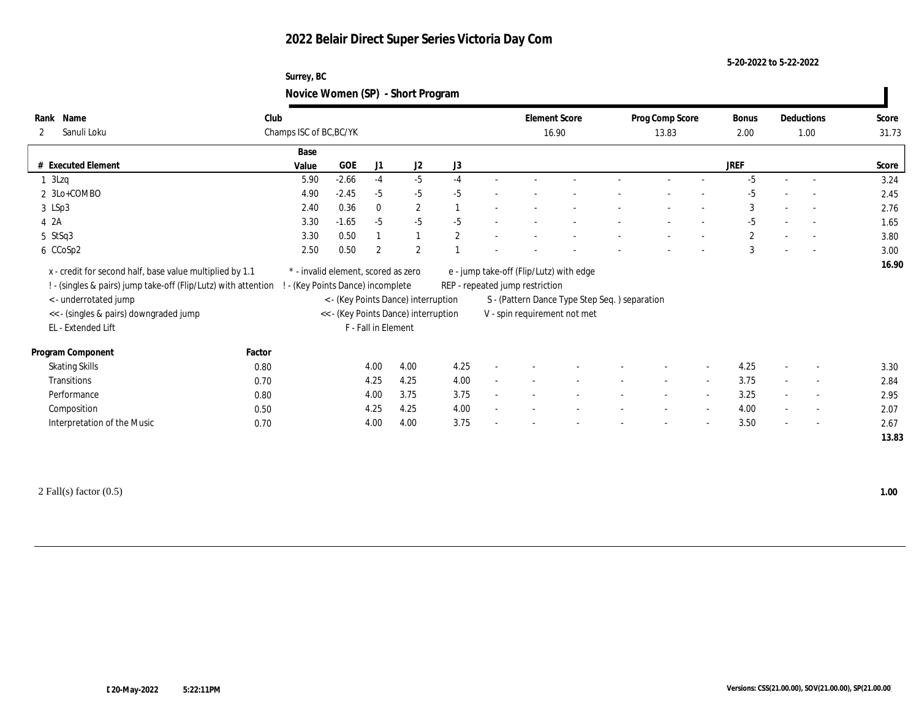# 2022 Belair Direct Super Series Victoria Day Com

5-20-2022 to 5-22-2022

Surrey, BC

## Novice Women (SP) - Short Program

| Rank | Name | Club | Element Score | Prog Comp Score | Bonus | Deductions | Score |
|---|---|---|---|---|---|---|---|
| 2 | Sanuli Loku | Champs ISC of BC,BC/YK | 16.90 | 13.83 | 2.00 | 1.00 | 31.73 |

| # | Executed Element | Base Value | GOE | J1 | J2 | J3 | | | | | | | JREF | | | Score |
|---|---|---|---|---|---|---|---|---|---|---|---|---|---|---|---|---|
| 1 | 3Lzq | 5.90 | -2.66 | -4 | -5 | -4 | - | - | - | - | - | - | -5 | - | - | 3.24 |
| 2 | 3Lo+COMBO | 4.90 | -2.45 | -5 | -5 | -5 | - | - | - | - | - | - | -5 | - | - | 2.45 |
| 3 | LSp3 | 2.40 | 0.36 | 0 | 2 | 1 | - | - | - | - | - | - | 3 | - | - | 2.76 |
| 4 | 2A | 3.30 | -1.65 | -5 | -5 | -5 | - | - | - | - | - | - | -5 | - | - | 1.65 |
| 5 | StSq3 | 3.30 | 0.50 | 1 | 1 | 2 | - | - | - | - | - | - | 2 | - | - | 3.80 |
| 6 | CCoSp2 | 2.50 | 0.50 | 2 | 2 | 1 | - | - | - | - | - | - | 3 | - | - | 3.00 |
| | | | | | | | | | | | | | | | | 16.90 |

x - credit for second half, base value multiplied by 1.1
! - (singles & pairs) jump take-off (Flip/Lutz) with attention
< - underrotated jump
<< - (singles & pairs) downgraded jump
EL - Extended Lift
* - invalid element, scored as zero
! - (Key Points Dance) incomplete
< - (Key Points Dance) interruption
<< - (Key Points Dance) interruption
F - Fall in Element
e - jump take-off (Flip/Lutz) with edge
REP - repeated jump restriction
S - (Pattern Dance Type Step Seq. ) separation
V - spin requirement not met

| Program Component | Factor | J1 | J2 | J3 | | | | | | | JREF | | | Score |
|---|---|---|---|---|---|---|---|---|---|---|---|---|---|---|
| Skating Skills | 0.80 | 4.00 | 4.00 | 4.25 | - | - | - | - | - | - | 4.25 | - | - | 3.30 |
| Transitions | 0.70 | 4.25 | 4.25 | 4.00 | - | - | - | - | - | - | 3.75 | - | - | 2.84 |
| Performance | 0.80 | 4.00 | 3.75 | 3.75 | - | - | - | - | - | - | 3.25 | - | - | 2.95 |
| Composition | 0.50 | 4.25 | 4.25 | 4.00 | - | - | - | - | - | - | 4.00 | - | - | 2.07 |
| Interpretation of the Music | 0.70 | 4.00 | 4.00 | 3.75 | - | - | - | - | - | - | 3.50 | - | - | 2.67 |
| | | | | | | | | | | | | | | 13.83 |

2 Fall(s) factor (0.5) **1.00**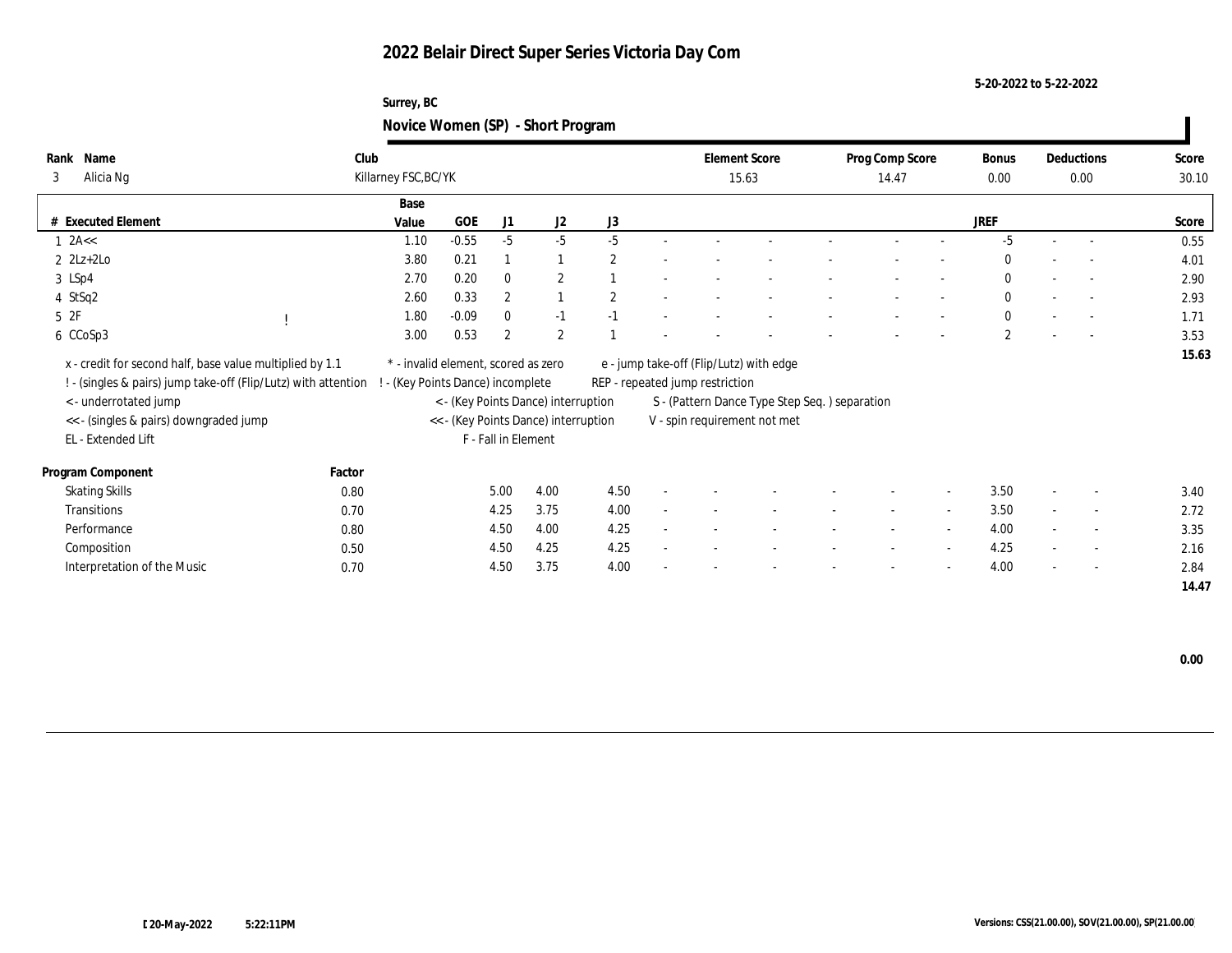# 2022 Belair Direct Super Series Victoria Day Com

5-20-2022 to 5-22-2022

Surrey, BC

## Novice Women (SP) - Short Program

| Rank | Name | Club | Element Score | Prog Comp Score | Bonus | Deductions | Score |
|---|---|---|---|---|---|---|---|
| 3 | Alicia Ng | Killarney FSC,BC/YK | 15.63 | 14.47 | 0.00 | 0.00 | 30.10 |

| # | Executed Element | | Base Value | GOE | J1 | J2 | J3 | | | | | | | | | JREF | | | Score |
|---|---|---|---|---|---|---|---|---|---|---|---|---|---|---|---|---|---|---|---|
| 1 | 2A<< | | 1.10 | -0.55 | -5 | -5 | -5 | - | - | - | - | - | - | - | - | -5 | - | - | 0.55 |
| 2 | 2Lz+2Lo | | 3.80 | 0.21 | 1 | 1 | 2 | - | - | - | - | - | - | - | - | 0 | - | - | 4.01 |
| 3 | LSp4 | | 2.70 | 0.20 | 0 | 2 | 1 | - | - | - | - | - | - | - | - | 0 | - | - | 2.90 |
| 4 | StSq2 | | 2.60 | 0.33 | 2 | 1 | 2 | - | - | - | - | - | - | - | - | 0 | - | - | 2.93 |
| 5 | 2F | ! | 1.80 | -0.09 | 0 | -1 | -1 | - | - | - | - | - | - | - | - | 0 | - | - | 1.71 |
| 6 | CCoSp3 | | 3.00 | 0.53 | 2 | 2 | 1 | - | - | - | - | - | - | - | - | 2 | - | - | 3.53 |
| | | | | | | | | | | | | | | | | | | | 15.63 |

x - credit for second half, base value multiplied by 1.1
! - (singles & pairs) jump take-off (Flip/Lutz) with attention
< - underrotated jump
<< - (singles & pairs) downgraded jump
EL - Extended Lift
\* - invalid element, scored as zero
! - (Key Points Dance) incomplete
< - (Key Points Dance) interruption
<< - (Key Points Dance) interruption
F - Fall in Element
e - jump take-off (Flip/Lutz) with edge
REP - repeated jump restriction
S - (Pattern Dance Type Step Seq. ) separation
V - spin requirement not met

| Program Component | Factor | J1 | J2 | J3 | | | | | | | | | JREF | | | Score |
|---|---|---|---|---|---|---|---|---|---|---|---|---|---|---|---|---|
| Skating Skills | 0.80 | 5.00 | 4.00 | 4.50 | - | - | - | - | - | - | - | - | 3.50 | - | - | 3.40 |
| Transitions | 0.70 | 4.25 | 3.75 | 4.00 | - | - | - | - | - | - | - | - | 3.50 | - | - | 2.72 |
| Performance | 0.80 | 4.50 | 4.00 | 4.25 | - | - | - | - | - | - | - | - | 4.00 | - | - | 3.35 |
| Composition | 0.50 | 4.50 | 4.25 | 4.25 | - | - | - | - | - | - | - | - | 4.25 | - | - | 2.16 |
| Interpretation of the Music | 0.70 | 4.50 | 3.75 | 4.00 | - | - | - | - | - | - | - | - | 4.00 | - | - | 2.84 |
| | | | | | | | | | | | | | | | | 14.47 |

0.00

20-May-2022 5:22:11PM

Versions: CSS(21.00.00), SOV(21.00.00), SP(21.00.00)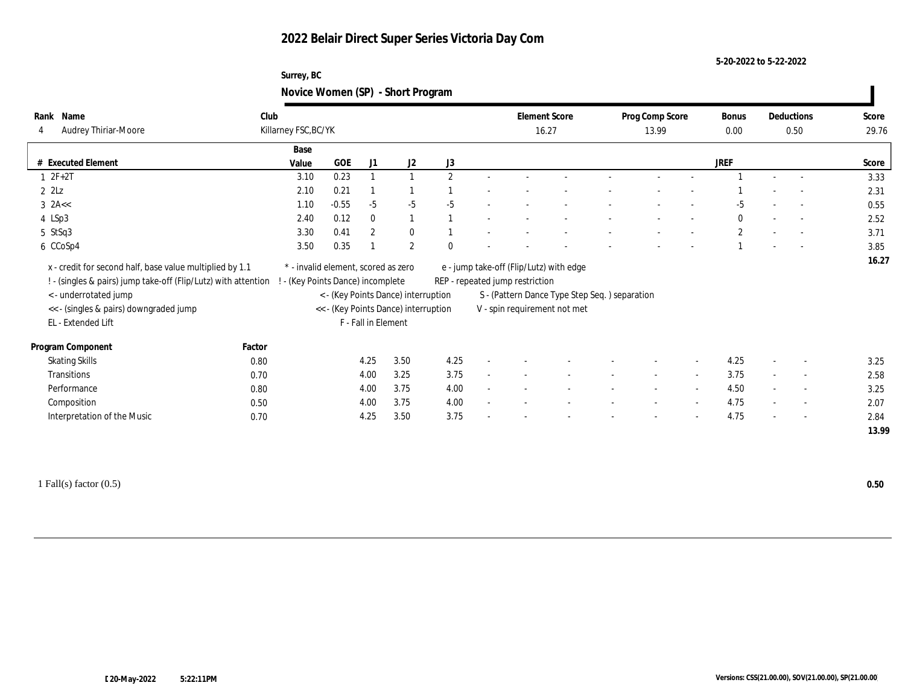# 2022 Belair Direct Super Series Victoria Day Com

5-20-2022 to 5-22-2022

Surrey, BC

## Novice Women (SP) - Short Program

| Rank | Name | Club | Element Score | Prog Comp Score | Bonus | Deductions | Score |
|---|---|---|---|---|---|---|---|
| 4 | Audrey Thiriar-Moore | Killarney FSC,BC/YK | 16.27 | 13.99 | 0.00 | 0.50 | 29.76 |

| # | Executed Element | Base Value | GOE | J1 | J2 | J3 | | | | | | | | | JREF | | | Score |
|---|---|---|---|---|---|---|---|---|---|---|---|---|---|---|---|---|---|---|
| 1 | 2F+2T | 3.10 | 0.23 | 1 | 1 | 2 | - | - | - | - | - | - | - | - | 1 | - | - | 3.33 |
| 2 | 2Lz | 2.10 | 0.21 | 1 | 1 | 1 | - | - | - | - | - | - | - | - | 1 | - | - | 2.31 |
| 3 | 2A<< | 1.10 | -0.55 | -5 | -5 | -5 | - | - | - | - | - | - | - | - | -5 | - | - | 0.55 |
| 4 | LSp3 | 2.40 | 0.12 | 0 | 1 | 1 | - | - | - | - | - | - | - | - | 0 | - | - | 2.52 |
| 5 | StSq3 | 3.30 | 0.41 | 2 | 0 | 1 | - | - | - | - | - | - | - | - | 2 | - | - | 3.71 |
| 6 | CCoSp4 | 3.50 | 0.35 | 1 | 2 | 0 | - | - | - | - | - | - | - | - | 1 | - | - | 3.85 |
| | | | | | | | | | | | | | | | | | | 16.27 |

x - credit for second half, base value multiplied by 1.1
! - (singles & pairs) jump take-off (Flip/Lutz) with attention
< - underrotated jump
<< - (singles & pairs) downgraded jump
EL - Extended Lift
* - invalid element, scored as zero
! - (Key Points Dance) incomplete
< - (Key Points Dance) interruption
<< - (Key Points Dance) interruption
F - Fall in Element
e - jump take-off (Flip/Lutz) with edge
REP - repeated jump restriction
S - (Pattern Dance Type Step Seq. ) separation
V - spin requirement not met

| Program Component | Factor | J1 | J2 | J3 | | | | | | | | | JREF | | | Score |
|---|---|---|---|---|---|---|---|---|---|---|---|---|---|---|---|---|
| Skating Skills | 0.80 | 4.25 | 3.50 | 4.25 | - | - | - | - | - | - | - | - | 4.25 | - | - | 3.25 |
| Transitions | 0.70 | 4.00 | 3.25 | 3.75 | - | - | - | - | - | - | - | - | 3.75 | - | - | 2.58 |
| Performance | 0.80 | 4.00 | 3.75 | 4.00 | - | - | - | - | - | - | - | - | 4.50 | - | - | 3.25 |
| Composition | 0.50 | 4.00 | 3.75 | 4.00 | - | - | - | - | - | - | - | - | 4.75 | - | - | 2.07 |
| Interpretation of the Music | 0.70 | 4.25 | 3.50 | 3.75 | - | - | - | - | - | - | - | - | 4.75 | - | - | 2.84 |
| | | | | | | | | | | | | | | | | 13.99 |

1 Fall(s) factor (0.5) **0.50**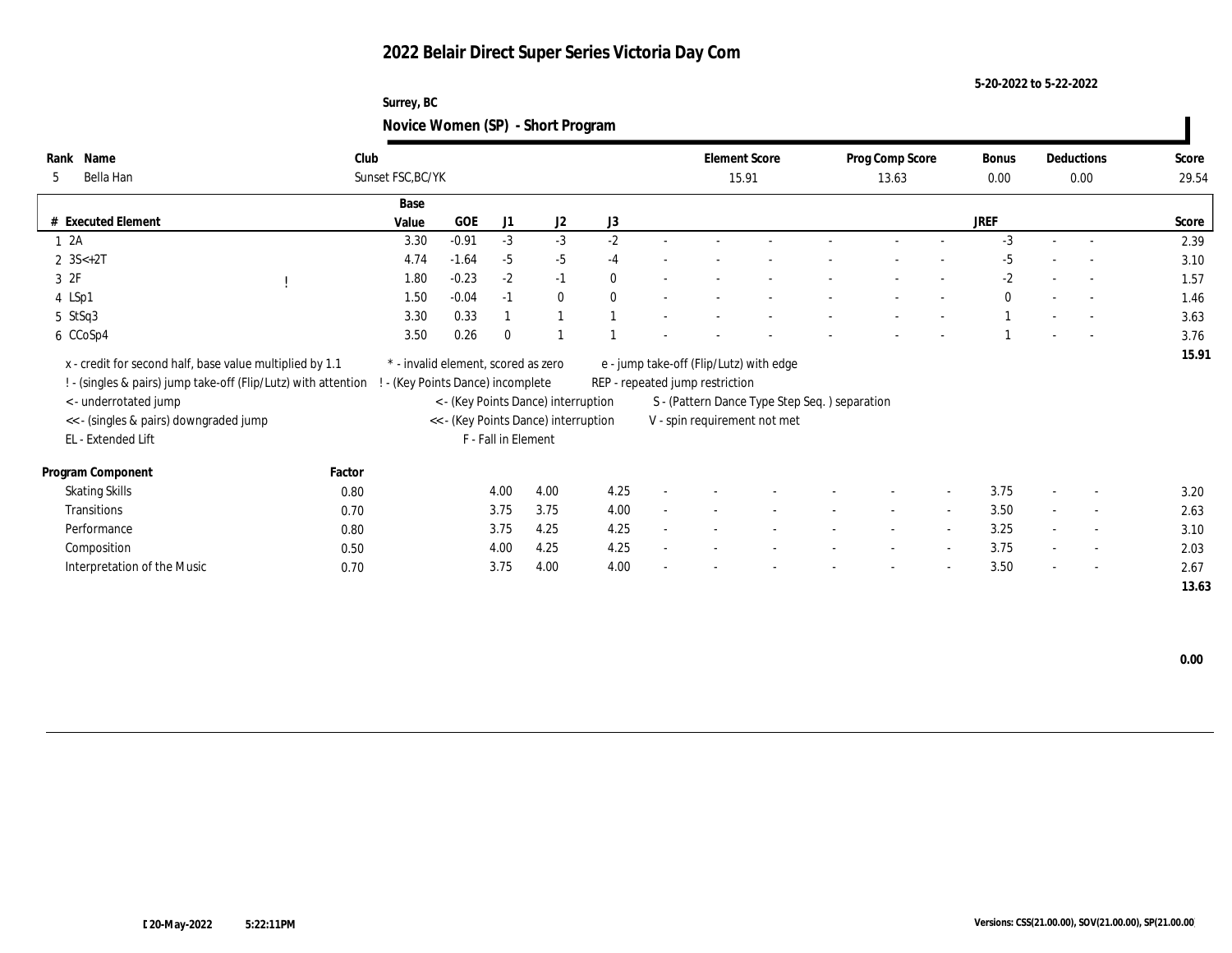# 2022 Belair Direct Super Series Victoria Day Com

5-20-2022 to 5-22-2022

Surrey, BC

## Novice Women (SP) - Short Program

| Rank | Name | Club | Element Score | Prog Comp Score | Bonus | Deductions | Score |
|---|---|---|---|---|---|---|---|
| 5 | Bella Han | Sunset FSC,BC/YK | 15.91 | 13.63 | 0.00 | 0.00 | 29.54 |

| # | Executed Element | | Base Value | GOE | J1 | J2 | J3 | | | | | | | | | JREF | | | Score |
|---|---|---|---|---|---|---|---|---|---|---|---|---|---|---|---|---|---|---|---|
| 1 | 2A | | 3.30 | -0.91 | -3 | -3 | -2 | - | - | - | - | - | - | - | - | -3 | - | - | 2.39 |
| 2 | 3S<+2T | | 4.74 | -1.64 | -5 | -5 | -4 | - | - | - | - | - | - | - | - | -5 | - | - | 3.10 |
| 3 | 2F | ! | 1.80 | -0.23 | -2 | -1 | 0 | - | - | - | - | - | - | - | - | -2 | - | - | 1.57 |
| 4 | LSp1 | | 1.50 | -0.04 | -1 | 0 | 0 | - | - | - | - | - | - | - | - | 0 | - | - | 1.46 |
| 5 | StSq3 | | 3.30 | 0.33 | 1 | 1 | 1 | - | - | - | - | - | - | - | - | 1 | - | - | 3.63 |
| 6 | CCoSp4 | | 3.50 | 0.26 | 0 | 1 | 1 | - | - | - | - | - | - | - | - | 1 | - | - | 3.76 |
| | | | | | | | | | | | | | | | | | | | 15.91 |

x - credit for second half, base value multiplied by 1.1
! - (singles & pairs) jump take-off (Flip/Lutz) with attention
< - underrotated jump
<< - (singles & pairs) downgraded jump
EL - Extended Lift
* - invalid element, scored as zero
! - (Key Points Dance) incomplete
< - (Key Points Dance) interruption
<< - (Key Points Dance) interruption
F - Fall in Element
e - jump take-off (Flip/Lutz) with edge
REP - repeated jump restriction
S - (Pattern Dance Type Step Seq. ) separation
V - spin requirement not met

| Program Component | Factor | J1 | J2 | J3 | | | | | | | | | JREF | | | Score |
|---|---|---|---|---|---|---|---|---|---|---|---|---|---|---|---|---|
| Skating Skills | 0.80 | 4.00 | 4.00 | 4.25 | - | - | - | - | - | - | - | - | 3.75 | - | - | 3.20 |
| Transitions | 0.70 | 3.75 | 3.75 | 4.00 | - | - | - | - | - | - | - | - | 3.50 | - | - | 2.63 |
| Performance | 0.80 | 3.75 | 4.25 | 4.25 | - | - | - | - | - | - | - | - | 3.25 | - | - | 3.10 |
| Composition | 0.50 | 4.00 | 4.25 | 4.25 | - | - | - | - | - | - | - | - | 3.75 | - | - | 2.03 |
| Interpretation of the Music | 0.70 | 3.75 | 4.00 | 4.00 | - | - | - | - | - | - | - | - | 3.50 | - | - | 2.67 |
| | | | | | | | | | | | | | | | | 13.63 |

0.00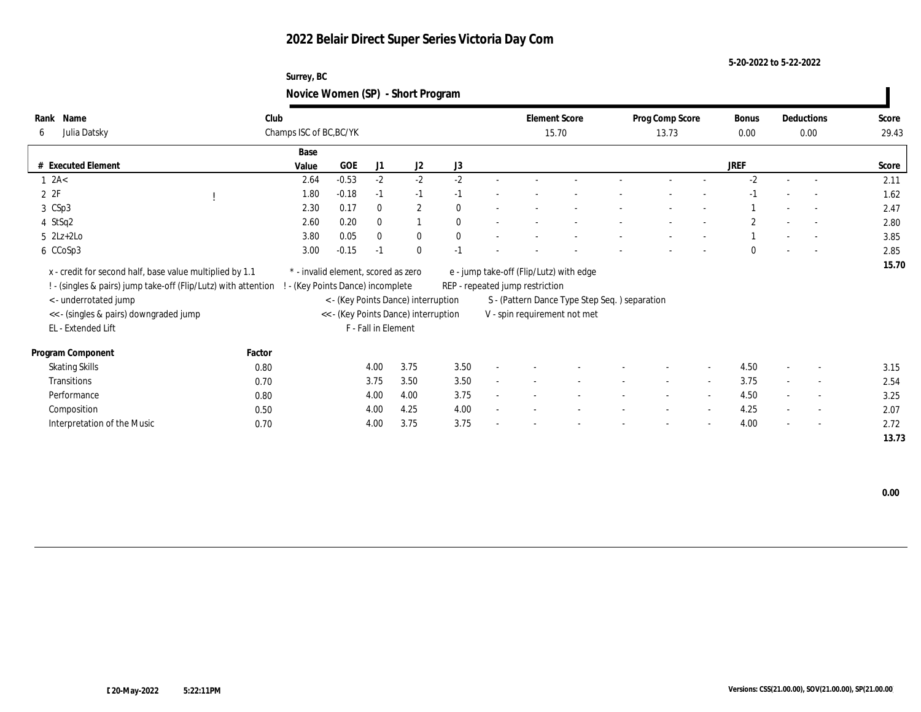# 2022 Belair Direct Super Series Victoria Day Com

5-20-2022 to 5-22-2022

Surrey, BC

## Novice Women (SP) - Short Program

| Rank | Name | Club | Element Score | Prog Comp Score | Bonus | Deductions | Score |
|---|---|---|---|---|---|---|---|
| 6 | Julia Datsky | Champs ISC of BC,BC/YK | 15.70 | 13.73 | 0.00 | 0.00 | 29.43 |

| # | Executed Element | | Base Value | GOE | J1 | J2 | J3 | | | | | | | | JREF | | | Score |
|---|---|---|---|---|---|---|---|---|---|---|---|---|---|---|---|---|---|---|
| 1 | 2A< | | 2.64 | -0.53 | -2 | -2 | -2 | - | - | - | - | - | - | - | -2 | - | - | 2.11 |
| 2 | 2F | ! | 1.80 | -0.18 | -1 | -1 | -1 | - | - | - | - | - | - | - | -1 | - | - | 1.62 |
| 3 | CSp3 | | 2.30 | 0.17 | 0 | 2 | 0 | - | - | - | - | - | - | - | 1 | - | - | 2.47 |
| 4 | StSq2 | | 2.60 | 0.20 | 0 | 1 | 0 | - | - | - | - | - | - | - | 2 | - | - | 2.80 |
| 5 | 2Lz+2Lo | | 3.80 | 0.05 | 0 | 0 | 0 | - | - | - | - | - | - | - | 1 | - | - | 3.85 |
| 6 | CCoSp3 | | 3.00 | -0.15 | -1 | 0 | -1 | - | - | - | - | - | - | - | 0 | - | - | 2.85 |
| | | | | | | | | | | | | | | | | | | 15.70 |

x - credit for second half, base value multiplied by 1.1
! - (singles & pairs) jump take-off (Flip/Lutz) with attention
< - underrotated jump
<< - (singles & pairs) downgraded jump
EL - Extended Lift
\* - invalid element, scored as zero
! - (Key Points Dance) incomplete
< - (Key Points Dance) interruption
<< - (Key Points Dance) interruption
F - Fall in Element
e - jump take-off (Flip/Lutz) with edge
REP - repeated jump restriction
S - (Pattern Dance Type Step Seq. ) separation
V - spin requirement not met

| Program Component | Factor | J1 | J2 | J3 | | | | | | | | JREF | | | Score |
|---|---|---|---|---|---|---|---|---|---|---|---|---|---|---|---|
| Skating Skills | 0.80 | 4.00 | 3.75 | 3.50 | - | - | - | - | - | - | - | 4.50 | - | - | 3.15 |
| Transitions | 0.70 | 3.75 | 3.50 | 3.50 | - | - | - | - | - | - | - | 3.75 | - | - | 2.54 |
| Performance | 0.80 | 4.00 | 4.00 | 3.75 | - | - | - | - | - | - | - | 4.50 | - | - | 3.25 |
| Composition | 0.50 | 4.00 | 4.25 | 4.00 | - | - | - | - | - | - | - | 4.25 | - | - | 2.07 |
| Interpretation of the Music | 0.70 | 4.00 | 3.75 | 3.75 | - | - | - | - | - | - | - | 4.00 | - | - | 2.72 |
| | | | | | | | | | | | | | | | 13.73 |

0.00

20-May-2022 5:22:11PM

Versions: CSS(21.00.00), SOV(21.00.00), SP(21.00.00)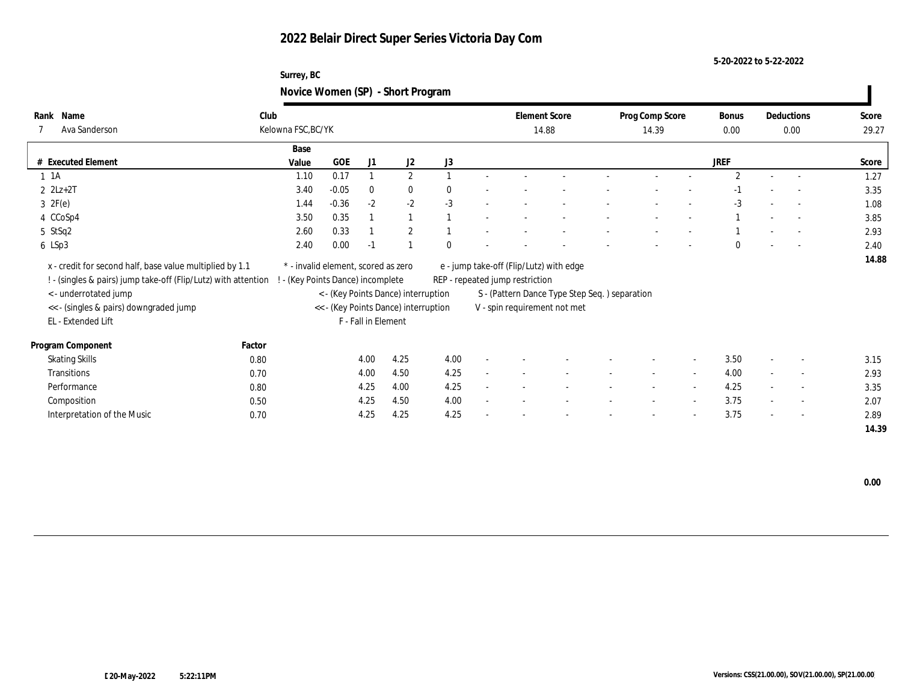# 2022 Belair Direct Super Series Victoria Day Com

5-20-2022 to 5-22-2022

Surrey, BC

## Novice Women (SP) - Short Program

| Rank | Name | Club | Element Score | Prog Comp Score | Bonus | Deductions | Score |
|---|---|---|---|---|---|---|---|
| 7 | Ava Sanderson | Kelowna FSC,BC/YK | 14.88 | 14.39 | 0.00 | 0.00 | 29.27 |

| # | Executed Element | Base Value | GOE | J1 | J2 | J3 | | | | | | | JREF | | | Score |
|---|---|---|---|---|---|---|---|---|---|---|---|---|---|---|---|---|
| 1 | 1A | 1.10 | 0.17 | 1 | 2 | 1 | - | - | - | - | - | - | 2 | - | - | 1.27 |
| 2 | 2Lz+2T | 3.40 | -0.05 | 0 | 0 | 0 | - | - | - | - | - | - | -1 | - | - | 3.35 |
| 3 | 2F(e) | 1.44 | -0.36 | -2 | -2 | -3 | - | - | - | - | - | - | -3 | - | - | 1.08 |
| 4 | CCoSp4 | 3.50 | 0.35 | 1 | 1 | 1 | - | - | - | - | - | - | 1 | - | - | 3.85 |
| 5 | StSq2 | 2.60 | 0.33 | 1 | 2 | 1 | - | - | - | - | - | - | 1 | - | - | 2.93 |
| 6 | LSp3 | 2.40 | 0.00 | -1 | 1 | 0 | - | - | - | - | - | - | 0 | - | - | 2.40 |
| | | | | | | | | | | | | | | | | 14.88 |

x - credit for second half, base value multiplied by 1.1
! - (singles & pairs) jump take-off (Flip/Lutz) with attention
< - underrotated jump
<< - (singles & pairs) downgraded jump
EL - Extended Lift
* - invalid element, scored as zero
! - (Key Points Dance) incomplete
< - (Key Points Dance) interruption
<< - (Key Points Dance) interruption
F - Fall in Element
e - jump take-off (Flip/Lutz) with edge
REP - repeated jump restriction
S - (Pattern Dance Type Step Seq. ) separation
V - spin requirement not met

| Program Component | Factor | J1 | J2 | J3 | | | | | | | JREF | | | Score |
|---|---|---|---|---|---|---|---|---|---|---|---|---|---|---|
| Skating Skills | 0.80 | 4.00 | 4.25 | 4.00 | - | - | - | - | - | - | 3.50 | - | - | 3.15 |
| Transitions | 0.70 | 4.00 | 4.50 | 4.25 | - | - | - | - | - | - | 4.00 | - | - | 2.93 |
| Performance | 0.80 | 4.25 | 4.00 | 4.25 | - | - | - | - | - | - | 4.25 | - | - | 3.35 |
| Composition | 0.50 | 4.25 | 4.50 | 4.00 | - | - | - | - | - | - | 3.75 | - | - | 2.07 |
| Interpretation of the Music | 0.70 | 4.25 | 4.25 | 4.25 | - | - | - | - | - | - | 3.75 | - | - | 2.89 |
| | | | | | | | | | | | | | | 14.39 |

0.00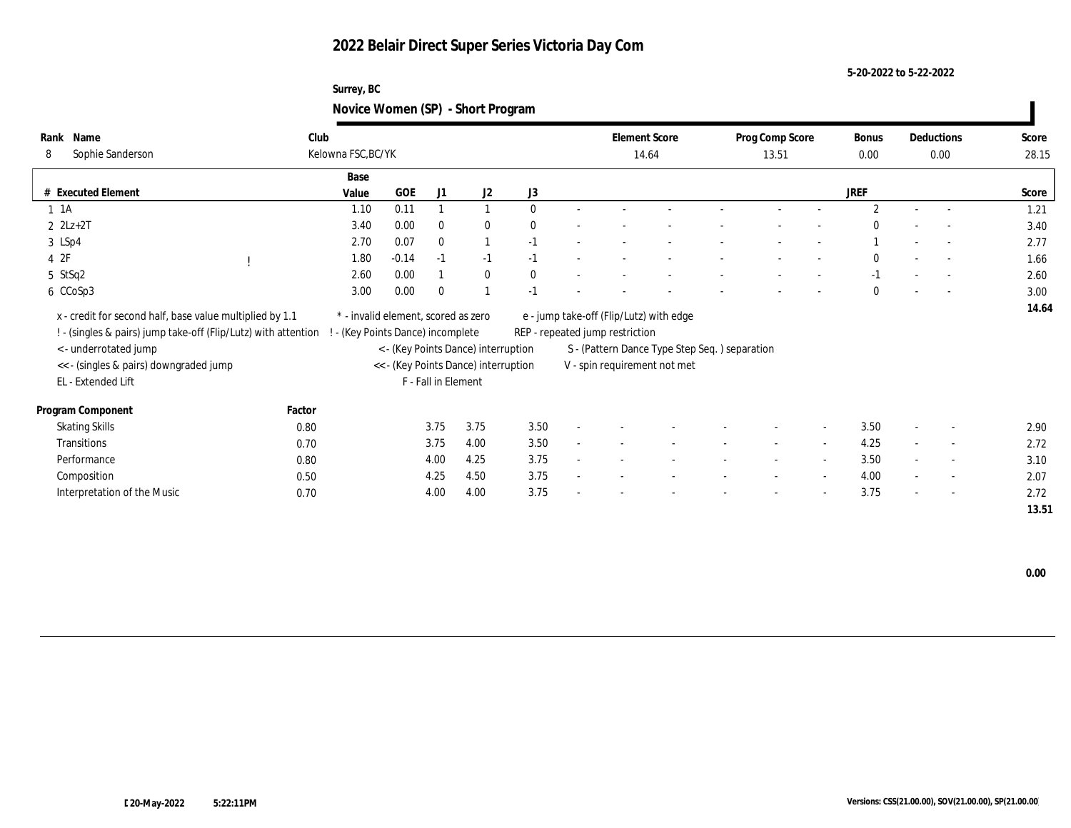# 2022 Belair Direct Super Series Victoria Day Com

5-20-2022 to 5-22-2022

Surrey, BC

## Novice Women (SP) - Short Program

| Rank | Name | Club | Element Score | Prog Comp Score | Bonus | Deductions | Score |
|---|---|---|---|---|---|---|---|
| 8 | Sophie Sanderson | Kelowna FSC,BC/YK | 14.64 | 13.51 | 0.00 | 0.00 | 28.15 |

| # | Executed Element | | Base Value | GOE | J1 | J2 | J3 | | | | | | | | | JREF | | | Score |
|---|---|---|---|---|---|---|---|---|---|---|---|---|---|---|---|---|---|---|---|
| 1 | 1A | | 1.10 | 0.11 | 1 | 1 | 0 | - | - | - | - | - | - | - | - | 2 | - | - | 1.21 |
| 2 | 2Lz+2T | | 3.40 | 0.00 | 0 | 0 | 0 | - | - | - | - | - | - | - | - | 0 | - | - | 3.40 |
| 3 | LSp4 | | 2.70 | 0.07 | 0 | 1 | -1 | - | - | - | - | - | - | - | - | 1 | - | - | 2.77 |
| 4 | 2F | ! | 1.80 | -0.14 | -1 | -1 | -1 | - | - | - | - | - | - | - | - | 0 | - | - | 1.66 |
| 5 | StSq2 | | 2.60 | 0.00 | 1 | 0 | 0 | - | - | - | - | - | - | - | - | -1 | - | - | 2.60 |
| 6 | CCoSp3 | | 3.00 | 0.00 | 0 | 1 | -1 | - | - | - | - | - | - | - | - | 0 | - | - | 3.00 |
| | | | | | | | | | | | | | | | | | | | 14.64 |

x - credit for second half, base value multiplied by 1.1
! - (singles & pairs) jump take-off (Flip/Lutz) with attention
< - underrotated jump
<< - (singles & pairs) downgraded jump
EL - Extended Lift
* - invalid element, scored as zero
! - (Key Points Dance) incomplete
< - (Key Points Dance) interruption
<< - (Key Points Dance) interruption
F - Fall in Element
e - jump take-off (Flip/Lutz) with edge
REP - repeated jump restriction
S - (Pattern Dance Type Step Seq. ) separation
V - spin requirement not met

| Program Component | Factor | J1 | J2 | J3 | | | | | | | | | JREF | | | Score |
|---|---|---|---|---|---|---|---|---|---|---|---|---|---|---|---|---|
| Skating Skills | 0.80 | 3.75 | 3.75 | 3.50 | - | - | - | - | - | - | - | - | 3.50 | - | - | 2.90 |
| Transitions | 0.70 | 3.75 | 4.00 | 3.50 | - | - | - | - | - | - | - | - | 4.25 | - | - | 2.72 |
| Performance | 0.80 | 4.00 | 4.25 | 3.75 | - | - | - | - | - | - | - | - | 3.50 | - | - | 3.10 |
| Composition | 0.50 | 4.25 | 4.50 | 3.75 | - | - | - | - | - | - | - | - | 4.00 | - | - | 2.07 |
| Interpretation of the Music | 0.70 | 4.00 | 4.00 | 3.75 | - | - | - | - | - | - | - | - | 3.75 | - | - | 2.72 |
| | | | | | | | | | | | | | | | | 13.51 |

0.00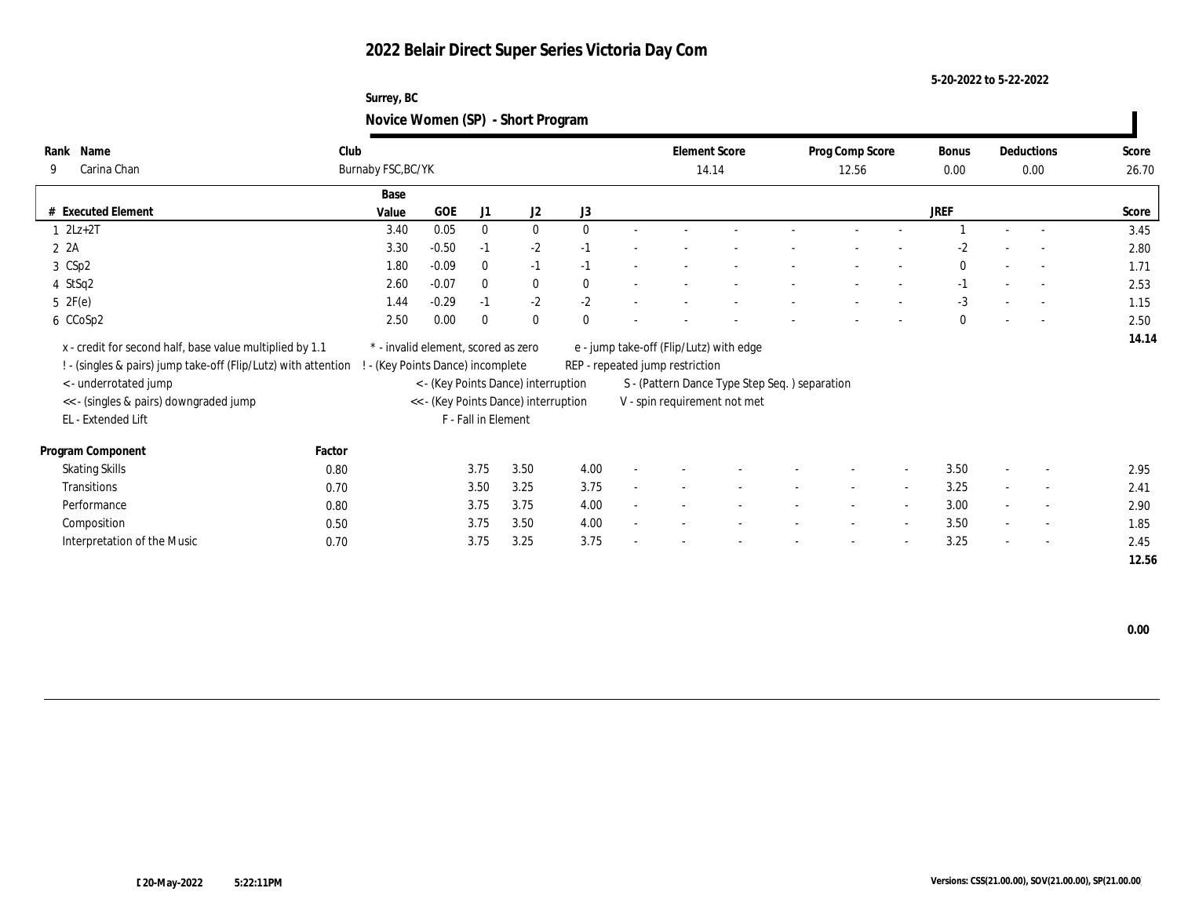# 2022 Belair Direct Super Series Victoria Day Com

5-20-2022 to 5-22-2022

Surrey, BC

## Novice Women (SP) - Short Program

| Rank | Name | Club | Element Score | Prog Comp Score | Bonus | Deductions | Score |
|---|---|---|---|---|---|---|---|
| 9 | Carina Chan | Burnaby FSC,BC/YK | 14.14 | 12.56 | 0.00 | 0.00 | 26.70 |

| # | Executed Element | Base Value | GOE | J1 | J2 | J3 | | | | | | | | | JREF | | | Score |
|---|---|---|---|---|---|---|---|---|---|---|---|---|---|---|---|---|---|---|
| 1 | 2Lz+2T | 3.40 | 0.05 | 0 | 0 | 0 | - | - | - | - | - | - | - | 1 | - | - | 3.45 |
| 2 | 2A | 3.30 | -0.50 | -1 | -2 | -1 | - | - | - | - | - | - | - | -2 | - | - | 2.80 |
| 3 | CSp2 | 1.80 | -0.09 | 0 | -1 | -1 | - | - | - | - | - | - | - | 0 | - | - | 1.71 |
| 4 | StSq2 | 2.60 | -0.07 | 0 | 0 | 0 | - | - | - | - | - | - | - | -1 | - | - | 2.53 |
| 5 | 2F(e) | 1.44 | -0.29 | -1 | -2 | -2 | - | - | - | - | - | - | - | -3 | - | - | 1.15 |
| 6 | CCoSp2 | 2.50 | 0.00 | 0 | 0 | 0 | - | - | - | - | - | - | - | 0 | - | - | 2.50 |
| | | | | | | | | | | | | | | | | | 14.14 |

x - credit for second half, base value multiplied by 1.1
! - (singles & pairs) jump take-off (Flip/Lutz) with attention
< - underrotated jump
<< - (singles & pairs) downgraded jump
EL - Extended Lift
* - invalid element, scored as zero
! - (Key Points Dance) incomplete
< - (Key Points Dance) interruption
<< - (Key Points Dance) interruption
F - Fall in Element
e - jump take-off (Flip/Lutz) with edge
REP - repeated jump restriction
S - (Pattern Dance Type Step Seq. ) separation
V - spin requirement not met

| Program Component | Factor | J1 | J2 | J3 | | | | | | | JREF | | | Score |
|---|---|---|---|---|---|---|---|---|---|---|---|---|---|---|
| Skating Skills | 0.80 | 3.75 | 3.50 | 4.00 | - | - | - | - | - | - | 3.50 | - | - | 2.95 |
| Transitions | 0.70 | 3.50 | 3.25 | 3.75 | - | - | - | - | - | - | 3.25 | - | - | 2.41 |
| Performance | 0.80 | 3.75 | 3.75 | 4.00 | - | - | - | - | - | - | 3.00 | - | - | 2.90 |
| Composition | 0.50 | 3.75 | 3.50 | 4.00 | - | - | - | - | - | - | 3.50 | - | - | 1.85 |
| Interpretation of the Music | 0.70 | 3.75 | 3.25 | 3.75 | - | - | - | - | - | - | 3.25 | - | - | 2.45 |
| | | | | | | | | | | | | | | 12.56 |

0.00

20-May-2022 5:22:11PM

Versions: CSS(21.00.00), SOV(21.00.00), SP(21.00.00)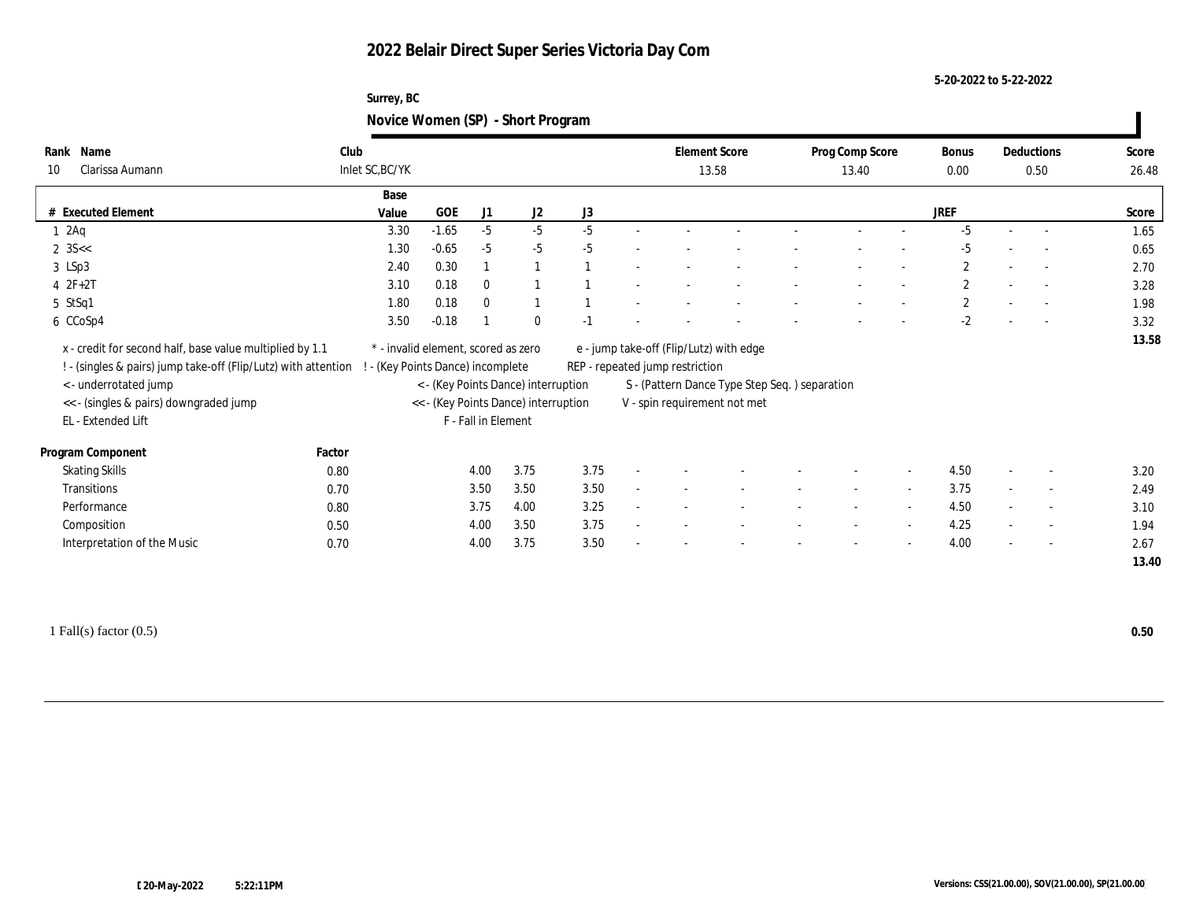# 2022 Belair Direct Super Series Victoria Day Com

5-20-2022 to 5-22-2022

Surrey, BC

## Novice Women (SP) - Short Program

| Rank | Name | Club | Element Score | Prog Comp Score | Bonus | Deductions | Score |
|---|---|---|---|---|---|---|---|
| 10 | Clarissa Aumann | Inlet SC,BC/YK | 13.58 | 13.40 | 0.00 | 0.50 | 26.48 |

| # | Executed Element | Base Value | GOE | J1 | J2 | J3 | | | | | | | | | JREF | | | Score |
|---|---|---|---|---|---|---|---|---|---|---|---|---|---|---|---|---|---|---|
| 1 | 2Aq | 3.30 | -1.65 | -5 | -5 | -5 | - | - | - | - | - | - | - | - | -5 | - | - | 1.65 |
| 2 | 3S<< | 1.30 | -0.65 | -5 | -5 | -5 | - | - | - | - | - | - | - | - | -5 | - | - | 0.65 |
| 3 | LSp3 | 2.40 | 0.30 | 1 | 1 | 1 | - | - | - | - | - | - | - | - | 2 | - | - | 2.70 |
| 4 | 2F+2T | 3.10 | 0.18 | 0 | 1 | 1 | - | - | - | - | - | - | - | - | 2 | - | - | 3.28 |
| 5 | StSq1 | 1.80 | 0.18 | 0 | 1 | 1 | - | - | - | - | - | - | - | - | 2 | - | - | 1.98 |
| 6 | CCoSp4 | 3.50 | -0.18 | 1 | 0 | -1 | - | - | - | - | - | - | - | - | -2 | - | - | 3.32 |
| | | | | | | | | | | | | | | | | | | 13.58 |

x - credit for second half, base value multiplied by 1.1
! - (singles & pairs) jump take-off (Flip/Lutz) with attention
< - underrotated jump
<< - (singles & pairs) downgraded jump
EL - Extended Lift
* - invalid element, scored as zero
! - (Key Points Dance) incomplete
< - (Key Points Dance) interruption
<< - (Key Points Dance) interruption
F - Fall in Element
e - jump take-off (Flip/Lutz) with edge
REP - repeated jump restriction
S - (Pattern Dance Type Step Seq. ) separation
V - spin requirement not met

| Program Component | Factor | J1 | J2 | J3 | | | | | | | | | JREF | | | Score |
|---|---|---|---|---|---|---|---|---|---|---|---|---|---|---|---|---|
| Skating Skills | 0.80 | 4.00 | 3.75 | 3.75 | - | - | - | - | - | - | - | - | 4.50 | - | - | 3.20 |
| Transitions | 0.70 | 3.50 | 3.50 | 3.50 | - | - | - | - | - | - | - | - | 3.75 | - | - | 2.49 |
| Performance | 0.80 | 3.75 | 4.00 | 3.25 | - | - | - | - | - | - | - | - | 4.50 | - | - | 3.10 |
| Composition | 0.50 | 4.00 | 3.50 | 3.75 | - | - | - | - | - | - | - | - | 4.25 | - | - | 1.94 |
| Interpretation of the Music | 0.70 | 4.00 | 3.75 | 3.50 | - | - | - | - | - | - | - | - | 4.00 | - | - | 2.67 |
| | | | | | | | | | | | | | | | | 13.40 |

1 Fall(s) factor (0.5) **0.50**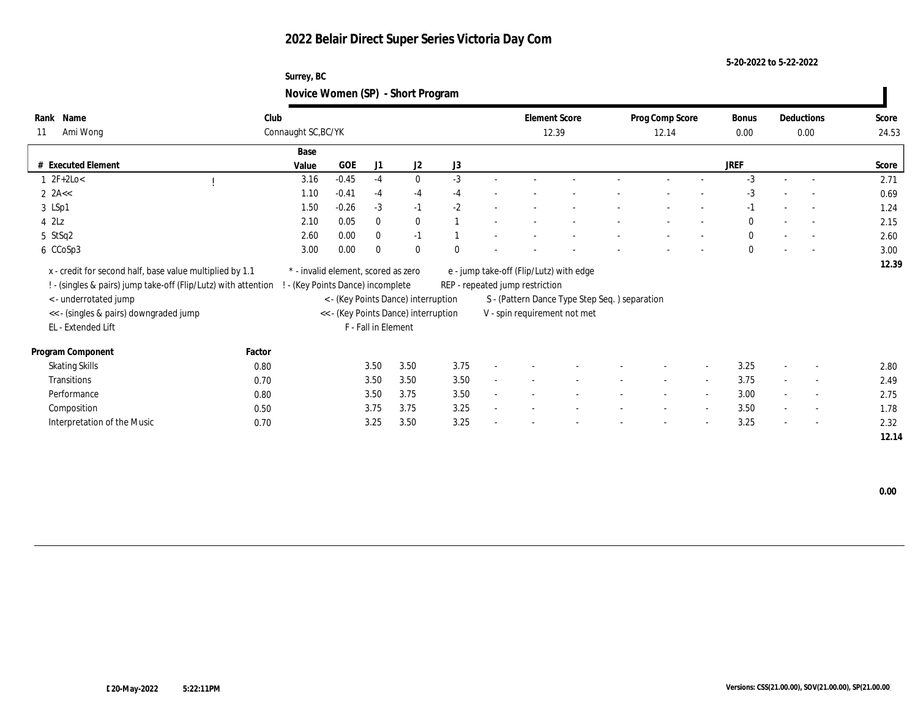# 2022 Belair Direct Super Series Victoria Day Com

5-20-2022 to 5-22-2022

Surrey, BC

## Novice Women (SP) - Short Program

| Rank | Name | Club | Element Score | Prog Comp Score | Bonus | Deductions | Score |
|---|---|---|---|---|---|---|---|
| 11 | Ami Wong | Connaught SC,BC/YK | 12.39 | 12.14 | 0.00 | 0.00 | 24.53 |

| # | Executed Element | | Base Value | GOE | J1 | J2 | J3 | | | | | | | | JREF | | | Score |
|---|---|---|---|---|---|---|---|---|---|---|---|---|---|---|---|---|---|---|
| 1 | 2F+2Lo< | ! | 3.16 | -0.45 | -4 | 0 | -3 | - | - | - | - | - | - | - | -3 | - | - | 2.71 |
| 2 | 2A<< | | 1.10 | -0.41 | -4 | -4 | -4 | - | - | - | - | - | - | - | -3 | - | - | 0.69 |
| 3 | LSp1 | | 1.50 | -0.26 | -3 | -1 | -2 | - | - | - | - | - | - | - | -1 | - | - | 1.24 |
| 4 | 2Lz | | 2.10 | 0.05 | 0 | 0 | 1 | - | - | - | - | - | - | - | 0 | - | - | 2.15 |
| 5 | StSq2 | | 2.60 | 0.00 | 0 | -1 | 1 | - | - | - | - | - | - | - | 0 | - | - | 2.60 |
| 6 | CCoSp3 | | 3.00 | 0.00 | 0 | 0 | 0 | - | - | - | - | - | - | - | 0 | - | - | 3.00 |
| | | | | | | | | | | | | | | | | | | 12.39 |

x - credit for second half, base value multiplied by 1.1
! - (singles & pairs) jump take-off (Flip/Lutz) with attention
< - underrotated jump
<< - (singles & pairs) downgraded jump
EL - Extended Lift
\* - invalid element, scored as zero
! - (Key Points Dance) incomplete
< - (Key Points Dance) interruption
<< - (Key Points Dance) interruption
F - Fall in Element
e - jump take-off (Flip/Lutz) with edge
REP - repeated jump restriction
S - (Pattern Dance Type Step Seq. ) separation
V - spin requirement not met

| Program Component | Factor | J1 | J2 | J3 | | | | | | | JREF | | | Score |
|---|---|---|---|---|---|---|---|---|---|---|---|---|---|---|
| Skating Skills | 0.80 | 3.50 | 3.50 | 3.75 | - | - | - | - | - | - | 3.25 | - | - | 2.80 |
| Transitions | 0.70 | 3.50 | 3.50 | 3.50 | - | - | - | - | - | - | 3.75 | - | - | 2.49 |
| Performance | 0.80 | 3.50 | 3.75 | 3.50 | - | - | - | - | - | - | 3.00 | - | - | 2.75 |
| Composition | 0.50 | 3.75 | 3.75 | 3.25 | - | - | - | - | - | - | 3.50 | - | - | 1.78 |
| Interpretation of the Music | 0.70 | 3.25 | 3.50 | 3.25 | - | - | - | - | - | - | 3.25 | - | - | 2.32 |
| | | | | | | | | | | | | | | 12.14 |

0.00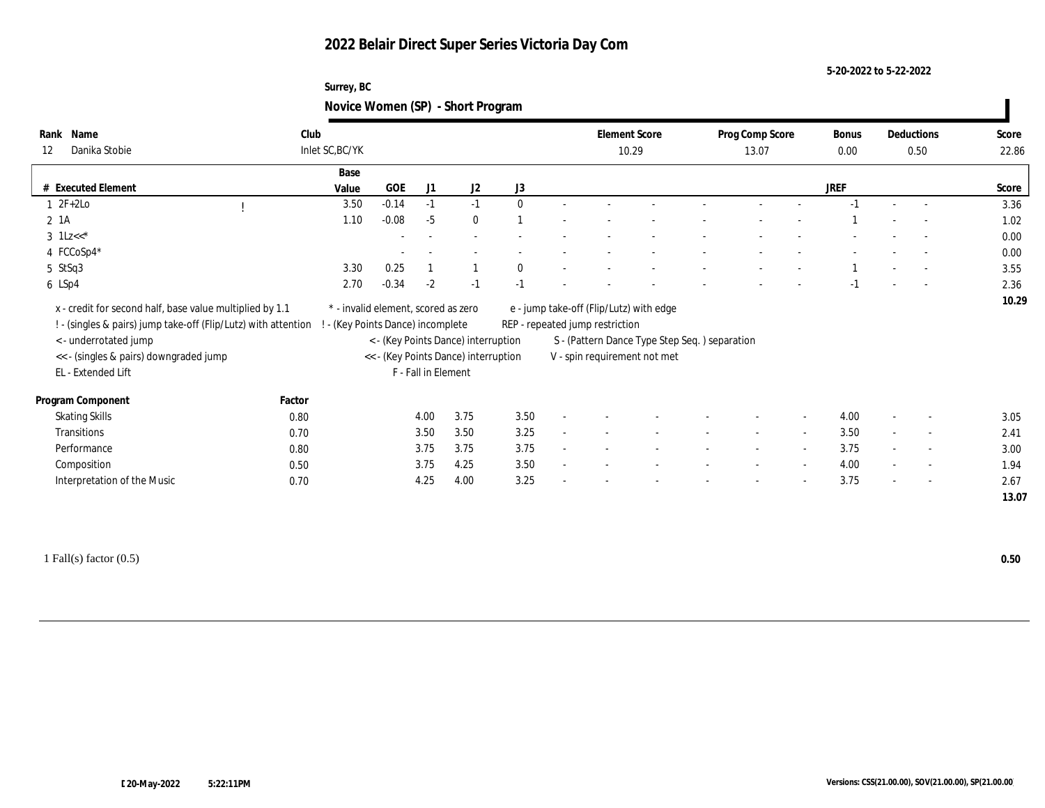# 2022 Belair Direct Super Series Victoria Day Com

5-20-2022 to 5-22-2022

Surrey, BC

## Novice Women (SP) - Short Program

| Rank | Name | Club | Element Score | Prog Comp Score | Bonus | Deductions | Score |
|---|---|---|---|---|---|---|---|
| 12 | Danika Stobie | Inlet SC,BC/YK | 10.29 | 13.07 | 0.00 | 0.50 | 22.86 |

| # | Executed Element | | Base Value | GOE | J1 | J2 | J3 | | | | | | | | | JREF | | | Score |
|---|---|---|---|---|---|---|---|---|---|---|---|---|---|---|---|---|---|---|---|
| 1 | 2F+2Lo | ! | 3.50 | -0.14 | -1 | -1 | 0 | - | - | - | - | - | - | - | - | -1 | - | - | 3.36 |
| 2 | 1A | | 1.10 | -0.08 | -5 | 0 | 1 | - | - | - | - | - | - | - | - | 1 | - | - | 1.02 |
| 3 | 1Lz<<* | | | - | - | - | - | - | - | - | - | - | - | - | - | - | - | - | 0.00 |
| 4 | FCCoSp4* | | | - | - | - | - | - | - | - | - | - | - | - | - | - | - | - | 0.00 |
| 5 | StSq3 | | 3.30 | 0.25 | 1 | 1 | 0 | - | - | - | - | - | - | - | - | 1 | - | - | 3.55 |
| 6 | LSp4 | | 2.70 | -0.34 | -2 | -1 | -1 | - | - | - | - | - | - | - | - | -1 | - | - | 2.36 |
| | | | | | | | | | | | | | | | | | | | 10.29 |

x - credit for second half, base value multiplied by 1.1
! - (singles & pairs) jump take-off (Flip/Lutz) with attention
< - underrotated jump
<< - (singles & pairs) downgraded jump
EL - Extended Lift
\* - invalid element, scored as zero
! - (Key Points Dance) incomplete
< - (Key Points Dance) interruption
<< - (Key Points Dance) interruption
F - Fall in Element
e - jump take-off (Flip/Lutz) with edge
REP - repeated jump restriction
S - (Pattern Dance Type Step Seq. ) separation
V - spin requirement not met

| Program Component | Factor | J1 | J2 | J3 | | | | | | | | | JREF | | | Score |
|---|---|---|---|---|---|---|---|---|---|---|---|---|---|---|---|---|
| Skating Skills | 0.80 | 4.00 | 3.75 | 3.50 | - | - | - | - | - | - | - | - | 4.00 | - | - | 3.05 |
| Transitions | 0.70 | 3.50 | 3.50 | 3.25 | - | - | - | - | - | - | - | - | 3.50 | - | - | 2.41 |
| Performance | 0.80 | 3.75 | 3.75 | 3.75 | - | - | - | - | - | - | - | - | 3.75 | - | - | 3.00 |
| Composition | 0.50 | 3.75 | 4.25 | 3.50 | - | - | - | - | - | - | - | - | 4.00 | - | - | 1.94 |
| Interpretation of the Music | 0.70 | 4.25 | 4.00 | 3.25 | - | - | - | - | - | - | - | - | 3.75 | - | - | 2.67 |
| | | | | | | | | | | | | | | | | 13.07 |

1 Fall(s) factor (0.5) **0.50**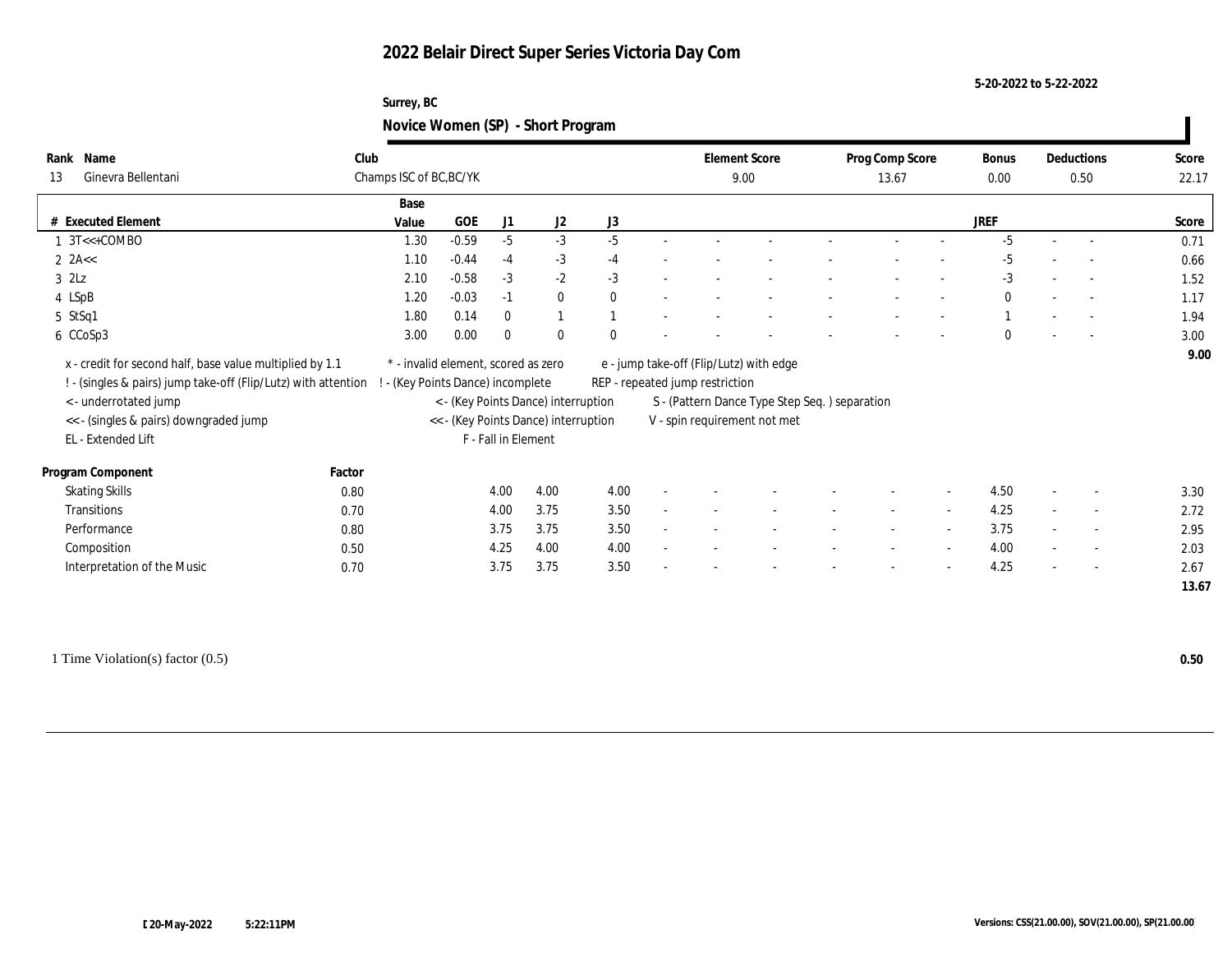# 2022 Belair Direct Super Series Victoria Day Com

5-20-2022 to 5-22-2022

Surrey, BC

## Novice Women (SP) - Short Program

| Rank | Name | Club | Element Score | Prog Comp Score | Bonus | Deductions | Score |
|---|---|---|---|---|---|---|---|
| 13 | Ginevra Bellentani | Champs ISC of BC,BC/YK | 9.00 | 13.67 | 0.00 | 0.50 | 22.17 |

| # | Executed Element | Base Value | GOE | J1 | J2 | J3 | | | | | | | | | JREF | | | Score |
|---|---|---|---|---|---|---|---|---|---|---|---|---|---|---|---|---|---|---|
| 1 | 3T<<+COMBO | 1.30 | -0.59 | -5 | -3 | -5 | - | - | - | - | - | - | - | -5 | - | - | 0.71 |
| 2 | 2A<< | 1.10 | -0.44 | -4 | -3 | -4 | - | - | - | - | - | - | - | -5 | - | - | 0.66 |
| 3 | 2Lz | 2.10 | -0.58 | -3 | -2 | -3 | - | - | - | - | - | - | - | -3 | - | - | 1.52 |
| 4 | LSpB | 1.20 | -0.03 | -1 | 0 | 0 | - | - | - | - | - | - | - | 0 | - | - | 1.17 |
| 5 | StSq1 | 1.80 | 0.14 | 0 | 1 | 1 | - | - | - | - | - | - | - | 1 | - | - | 1.94 |
| 6 | CCoSp3 | 3.00 | 0.00 | 0 | 0 | 0 | - | - | - | - | - | - | - | 0 | - | - | 3.00 |
| | | | | | | | | | | | | | | | | | 9.00 |

x - credit for second half, base value multiplied by 1.1
! - (singles & pairs) jump take-off (Flip/Lutz) with attention
< - underrotated jump
<< - (singles & pairs) downgraded jump
EL - Extended Lift
\* - invalid element, scored as zero
! - (Key Points Dance) incomplete
< - (Key Points Dance) interruption
<< - (Key Points Dance) interruption
F - Fall in Element
e - jump take-off (Flip/Lutz) with edge
REP - repeated jump restriction
S - (Pattern Dance Type Step Seq. ) separation
V - spin requirement not met

| Program Component | Factor | J1 | J2 | J3 | | | | | | | JREF | | | Score |
|---|---|---|---|---|---|---|---|---|---|---|---|---|---|---|
| Skating Skills | 0.80 | 4.00 | 4.00 | 4.00 | - | - | - | - | - | - | 4.50 | - | - | 3.30 |
| Transitions | 0.70 | 4.00 | 3.75 | 3.50 | - | - | - | - | - | - | 4.25 | - | - | 2.72 |
| Performance | 0.80 | 3.75 | 3.75 | 3.50 | - | - | - | - | - | - | 3.75 | - | - | 2.95 |
| Composition | 0.50 | 4.25 | 4.00 | 4.00 | - | - | - | - | - | - | 4.00 | - | - | 2.03 |
| Interpretation of the Music | 0.70 | 3.75 | 3.75 | 3.50 | - | - | - | - | - | - | 4.25 | - | - | 2.67 |
| | | | | | | | | | | | | | | 13.67 |

1 Time Violation(s) factor (0.5) **0.50**

20-May-2022 5:22:11PM

Versions: CSS(21.00.00), SOV(21.00.00), SP(21.00.00)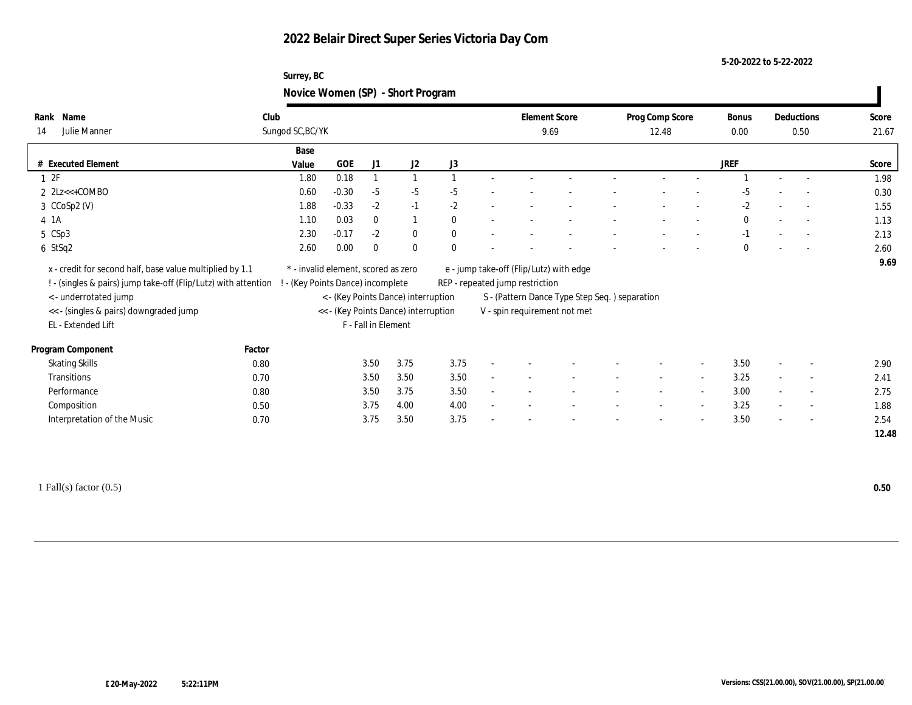# 2022 Belair Direct Super Series Victoria Day Com

5-20-2022 to 5-22-2022

Surrey, BC

## Novice Women (SP) - Short Program

| Rank | Name | Club | Element Score | Prog Comp Score | Bonus | Deductions | Score |
|---|---|---|---|---|---|---|---|
| 14 | Julie Manner | Sungod SC,BC/YK | 9.69 | 12.48 | 0.00 | 0.50 | 21.67 |

| # | Executed Element | Base Value | GOE | J1 | J2 | J3 | | | | | | | | | JREF | | | Score |
|---|---|---|---|---|---|---|---|---|---|---|---|---|---|---|---|---|---|---|
| 1 | 2F | 1.80 | 0.18 | 1 | 1 | 1 | - | - | - | - | - | - | - | - | 1 | - | - | 1.98 |
| 2 | 2Lz<<+COMBO | 0.60 | -0.30 | -5 | -5 | -5 | - | - | - | - | - | - | - | - | -5 | - | - | 0.30 |
| 3 | CCoSp2 (V) | 1.88 | -0.33 | -2 | -1 | -2 | - | - | - | - | - | - | - | - | -2 | - | - | 1.55 |
| 4 | 1A | 1.10 | 0.03 | 0 | 1 | 0 | - | - | - | - | - | - | - | - | 0 | - | - | 1.13 |
| 5 | CSp3 | 2.30 | -0.17 | -2 | 0 | 0 | - | - | - | - | - | - | - | - | -1 | - | - | 2.13 |
| 6 | StSq2 | 2.60 | 0.00 | 0 | 0 | 0 | - | - | - | - | - | - | - | - | 0 | - | - | 2.60 |
| | | | | | | | | | | | | | | | | | | 9.69 |

x - credit for second half, base value multiplied by 1.1
! - (singles & pairs) jump take-off (Flip/Lutz) with attention
< - underrotated jump
<< - (singles & pairs) downgraded jump
EL - Extended Lift
* - invalid element, scored as zero
! - (Key Points Dance) incomplete
< - (Key Points Dance) interruption
<< - (Key Points Dance) interruption
F - Fall in Element
e - jump take-off (Flip/Lutz) with edge
REP - repeated jump restriction
S - (Pattern Dance Type Step Seq. ) separation
V - spin requirement not met

| Program Component | Factor | J1 | J2 | J3 | | | | | | | | | JREF | | | Score |
|---|---|---|---|---|---|---|---|---|---|---|---|---|---|---|---|---|
| Skating Skills | 0.80 | 3.50 | 3.75 | 3.75 | - | - | - | - | - | - | - | - | 3.50 | - | - | 2.90 |
| Transitions | 0.70 | 3.50 | 3.50 | 3.50 | - | - | - | - | - | - | - | - | 3.25 | - | - | 2.41 |
| Performance | 0.80 | 3.50 | 3.75 | 3.50 | - | - | - | - | - | - | - | - | 3.00 | - | - | 2.75 |
| Composition | 0.50 | 3.75 | 4.00 | 4.00 | - | - | - | - | - | - | - | - | 3.25 | - | - | 1.88 |
| Interpretation of the Music | 0.70 | 3.75 | 3.50 | 3.75 | - | - | - | - | - | - | - | - | 3.50 | - | - | 2.54 |
| | | | | | | | | | | | | | | | | 12.48 |

1 Fall(s) factor (0.5) **0.50**